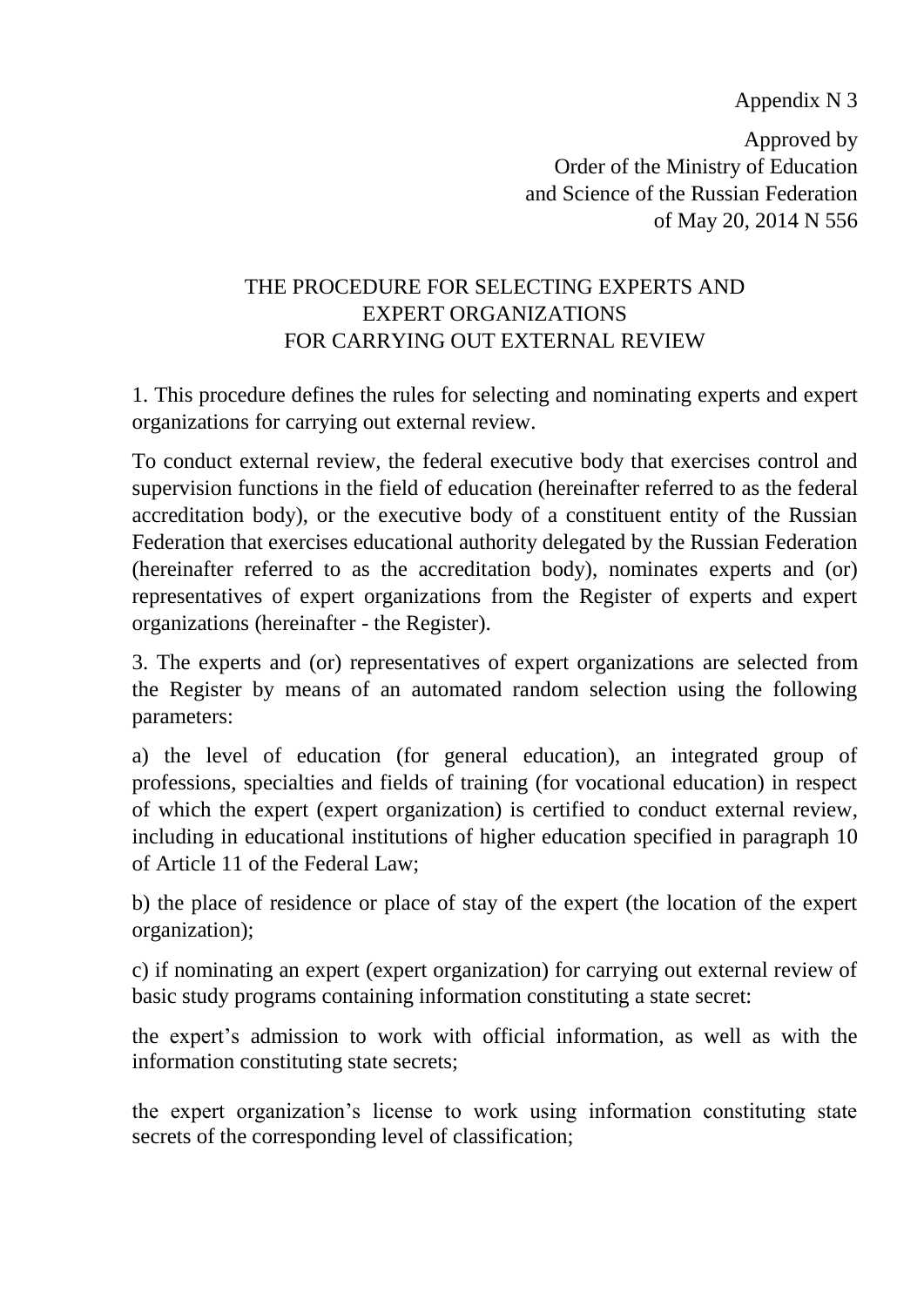Appendix N 3

Approved by
Order of the Ministry of Education
and Science of the Russian Federation
of May 20, 2014 N 556

# THE PROCEDURE FOR SELECTING EXPERTS AND EXPERT ORGANIZATIONS FOR CARRYING OUT EXTERNAL REVIEW

1. This procedure defines the rules for selecting and nominating experts and expert organizations for carrying out external review.

To conduct external review, the federal executive body that exercises control and supervision functions in the field of education (hereinafter referred to as the federal accreditation body), or the executive body of a constituent entity of the Russian Federation that exercises educational authority delegated by the Russian Federation (hereinafter referred to as the accreditation body), nominates experts and (or) representatives of expert organizations from the Register of experts and expert organizations (hereinafter - the Register).

3. The experts and (or) representatives of expert organizations are selected from the Register by means of an automated random selection using the following parameters:

a) the level of education (for general education), an integrated group of professions, specialties and fields of training (for vocational education) in respect of which the expert (expert organization) is certified to conduct external review, including in educational institutions of higher education specified in paragraph 10 of Article 11 of the Federal Law;

b) the place of residence or place of stay of the expert (the location of the expert organization);

c) if nominating an expert (expert organization) for carrying out external review of basic study programs containing information constituting a state secret:

the expert's admission to work with official information, as well as with the information constituting state secrets;

the expert organization's license to work using information constituting state secrets of the corresponding level of classification;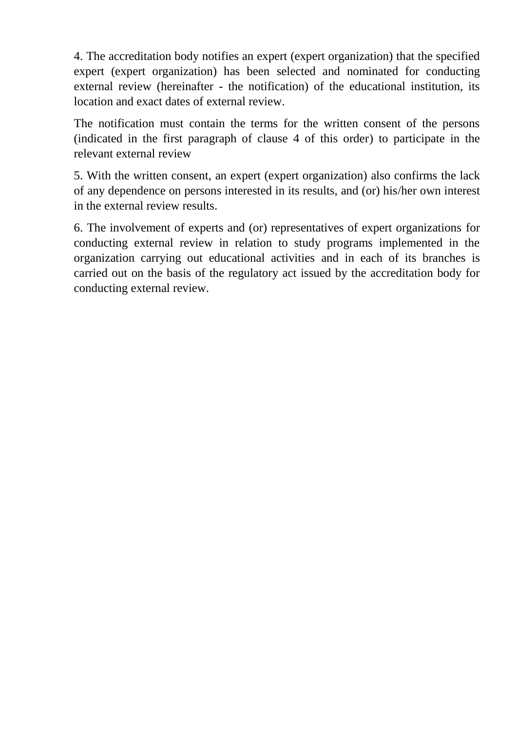4. The accreditation body notifies an expert (expert organization) that the specified expert (expert organization) has been selected and nominated for conducting external review (hereinafter - the notification) of the educational institution, its location and exact dates of external review.

The notification must contain the terms for the written consent of the persons (indicated in the first paragraph of clause 4 of this order) to participate in the relevant external review

5. With the written consent, an expert (expert organization) also confirms the lack of any dependence on persons interested in its results, and (or) his/her own interest in the external review results.

6. The involvement of experts and (or) representatives of expert organizations for conducting external review in relation to study programs implemented in the organization carrying out educational activities and in each of its branches is carried out on the basis of the regulatory act issued by the accreditation body for conducting external review.